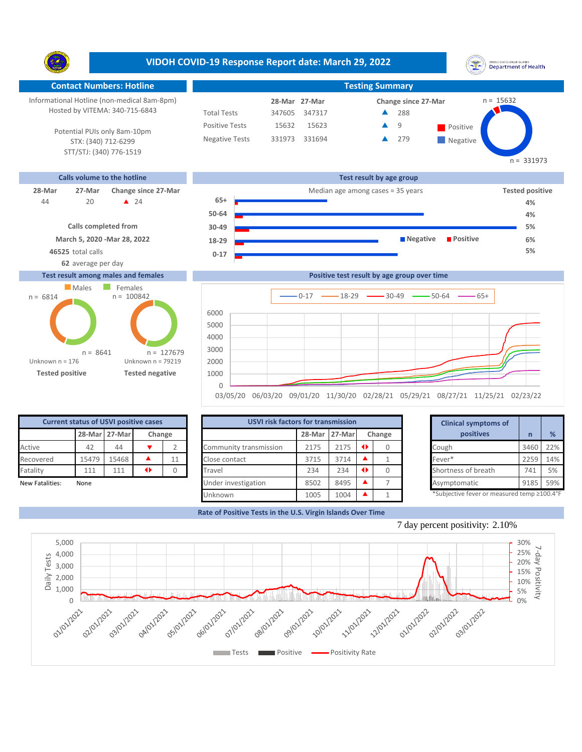# VIDOH COVID-19 Response Report date: March 29, 2022

UNITED STATES VIRGIN ISLANDS Department of Health

## Contact Numbers: Hotline

Informational Hotline (non-medical 8am-8pm)
Hosted by VITEMA: 340-715-6843

Potential PUIs only 8am-10pm
STX: (340) 712-6299
STT/STJ: (340) 776-1519

## Testing Summary

| | 28-Mar | 27-Mar | Change since 27-Mar |
|---|---|---|---|
| Total Tests | 347605 | 347317 | ▲ 288 |
| Positive Tests | 15632 | 15623 | ▲ 9 |
| Negative Tests | 331973 | 331694 | ▲ 279 |

n = 15632
Positive
Negative
n = 331973

## Calls volume to the hotline

| 28-Mar | 27-Mar | Change since 27-Mar |
|---|---|---|
| 44 | 20 | ▲ 24 |

**Calls completed from**
**March 5, 2020 -Mar 28, 2022**
**46525** total calls
**62** average per day

## Test result by age group

Median age among cases = 35 years

Tested positive
65+ 4%
50-64 4%
30-49 5%
18-29 6%
0-17 5%

Negative
Positive

## Test result among males and females

Males
Females
n = 6814
n = 100842
n = 8641
n = 127679
Unknown n = 176
Unknown n = 79219
Tested positive
Tested negative

## Positive test result by age group over time

0-17
18-29
30-49
50-64
65+

6000
5000
4000
3000
2000
1000
0
03/05/20 06/03/20 09/01/20 11/30/20 02/28/21 05/29/21 08/27/21 11/25/21 02/23/22

## Current status of USVI positive cases

| | 28-Mar | 27-Mar | Change | |
|---|---|---|---|---|
| Active | 42 | 44 | ▼ | 2 |
| Recovered | 15479 | 15468 | ▲ | 11 |
| Fatality | 111 | 111 | ◆ | 0 |

New Fatalities: None

## USVI risk factors for transmission

| | 28-Mar | 27-Mar | Change | |
|---|---|---|---|---|
| Community transmission | 2175 | 2175 | ◆ | 0 |
| Close contact | 3715 | 3714 | ▲ | 1 |
| Travel | 234 | 234 | ◆ | 0 |
| Under investigation | 8502 | 8495 | ▲ | 7 |
| Unknown | 1005 | 1004 | ▲ | 1 |

## Clinical symptoms of positives

| Clinical symptoms of positives | n | % |
|---|---|---|
| Cough | 3460 | 22% |
| Fever* | 2259 | 14% |
| Shortness of breath | 741 | 5% |
| Asymptomatic | 9185 | 59% |

*Subjective fever or measured temp ≥100.4°F

## Rate of Positive Tests in the U.S. Virgin Islands Over Time

7 day percent positivity: 2.10%

Daily Tests
5,000
4,000
3,000
2,000
1,000
0

7-day Positivity
30%
25%
20%
15%
10%
5%
0%

01/01/2021 02/01/2021 03/01/2021 04/01/2021 05/01/2021 06/01/2021 07/01/2021 08/01/2021 09/01/2021 10/01/2021 11/01/2021 12/01/2021 01/01/2022 02/01/2022 03/01/2022

Tests
Positive
Positivity Rate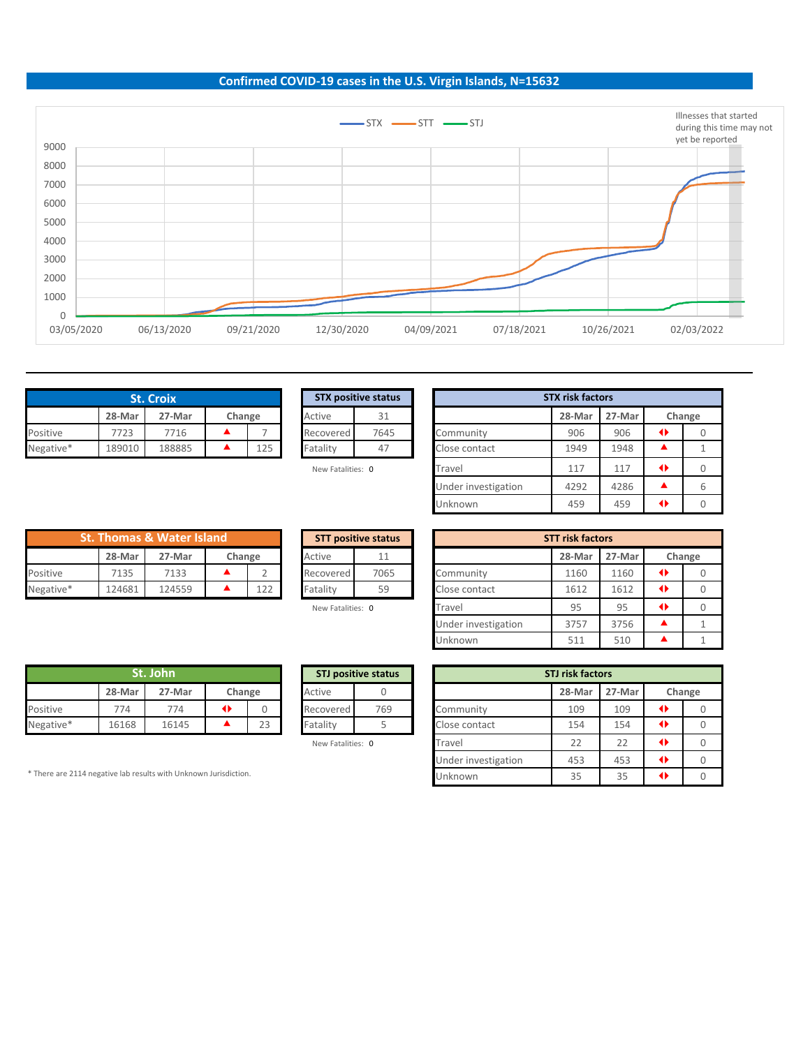## Confirmed COVID-19 cases in the U.S. Virgin Islands, N=15632

STX STT STJ

Illnesses that started during this time may not yet be reported

9000
8000
7000
6000
5000
4000
3000
2000
1000
0

03/05/2020 06/13/2020 09/21/2020 12/30/2020 04/09/2021 07/18/2021 10/26/2021 02/03/2022

| St. Croix | 28-Mar | 27-Mar | Change | |
|---|---|---|---|---|
| Positive | 7723 | 7716 | ▲ | 7 |
| Negative* | 189010 | 188885 | ▲ | 125 |

| STX positive status | |
|---|---|
| Active | 31 |
| Recovered | 7645 |
| Fatality | 47 |

New Fatalities: 0

| STX risk factors | 28-Mar | 27-Mar | Change | |
|---|---|---|---|---|
| Community | 906 | 906 | ◆ | 0 |
| Close contact | 1949 | 1948 | ▲ | 1 |
| Travel | 117 | 117 | ◆ | 0 |
| Under investigation | 4292 | 4286 | ▲ | 6 |
| Unknown | 459 | 459 | ◆ | 0 |

| St. Thomas & Water Island | 28-Mar | 27-Mar | Change | |
|---|---|---|---|---|
| Positive | 7135 | 7133 | ▲ | 2 |
| Negative* | 124681 | 124559 | ▲ | 122 |

| STT positive status | |
|---|---|
| Active | 11 |
| Recovered | 7065 |
| Fatality | 59 |

New Fatalities: 0

| STT risk factors | 28-Mar | 27-Mar | Change | |
|---|---|---|---|---|
| Community | 1160 | 1160 | ◆ | 0 |
| Close contact | 1612 | 1612 | ◆ | 0 |
| Travel | 95 | 95 | ◆ | 0 |
| Under investigation | 3757 | 3756 | ▲ | 1 |
| Unknown | 511 | 510 | ▲ | 1 |

| St. John | 28-Mar | 27-Mar | Change | |
|---|---|---|---|---|
| Positive | 774 | 774 | ◆ | 0 |
| Negative* | 16168 | 16145 | ▲ | 23 |

| STJ positive status | |
|---|---|
| Active | 0 |
| Recovered | 769 |
| Fatality | 5 |

New Fatalities: 0

| STJ risk factors | 28-Mar | 27-Mar | Change | |
|---|---|---|---|---|
| Community | 109 | 109 | ◆ | 0 |
| Close contact | 154 | 154 | ◆ | 0 |
| Travel | 22 | 22 | ◆ | 0 |
| Under investigation | 453 | 453 | ◆ | 0 |
| Unknown | 35 | 35 | ◆ | 0 |

* There are 2114 negative lab results with Unknown Jurisdiction.